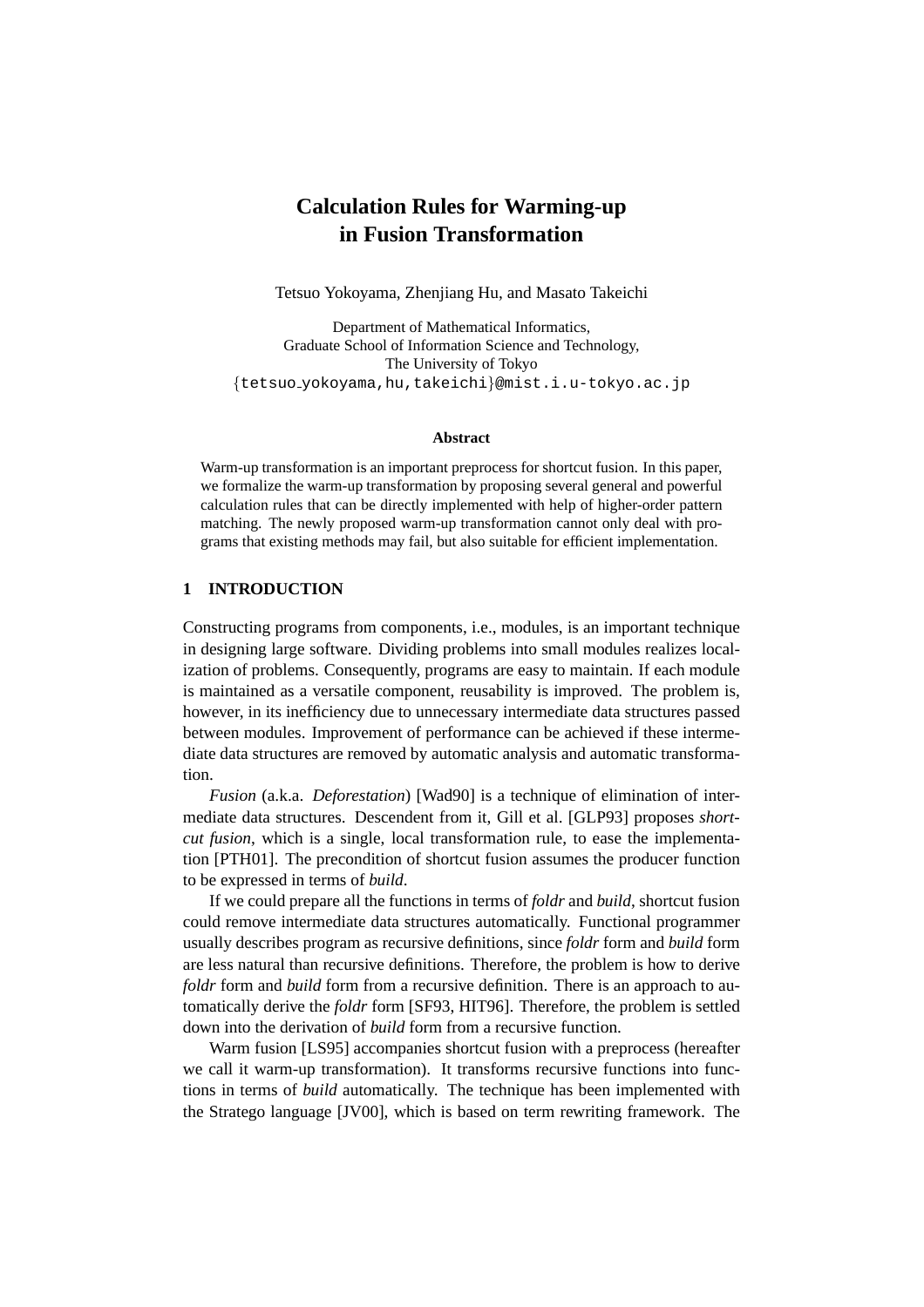# Calculation Rules for Warming-up in Fusion Transformation

Tetsuo Yokoyama, Zhenjiang Hu, and Masato Takeichi

Department of Mathematical Informatics,
Graduate School of Information Science and Technology,
The University of Tokyo
{tetsuo_yokoyama,hu,takeichi}@mist.i.u-tokyo.ac.jp

**Abstract**

Warm-up transformation is an important preprocess for shortcut fusion. In this paper, we formalize the warm-up transformation by proposing several general and powerful calculation rules that can be directly implemented with help of higher-order pattern matching. The newly proposed warm-up transformation cannot only deal with programs that existing methods may fail, but also suitable for efficient implementation.

## 1 INTRODUCTION

Constructing programs from components, i.e., modules, is an important technique in designing large software. Dividing problems into small modules realizes localization of problems. Consequently, programs are easy to maintain. If each module is maintained as a versatile component, reusability is improved. The problem is, however, in its inefficiency due to unnecessary intermediate data structures passed between modules. Improvement of performance can be achieved if these intermediate data structures are removed by automatic analysis and automatic transformation.

*Fusion* (a.k.a. *Deforestation*) [Wad90] is a technique of elimination of intermediate data structures. Descendent from it, Gill et al. [GLP93] proposes *shortcut fusion*, which is a single, local transformation rule, to ease the implementation [PTH01]. The precondition of shortcut fusion assumes the producer function to be expressed in terms of *build*.

If we could prepare all the functions in terms of *foldr* and *build*, shortcut fusion could remove intermediate data structures automatically. Functional programmer usually describes program as recursive definitions, since *foldr* form and *build* form are less natural than recursive definitions. Therefore, the problem is how to derive *foldr* form and *build* form from a recursive definition. There is an approach to automatically derive the *foldr* form [SF93, HIT96]. Therefore, the problem is settled down into the derivation of *build* form from a recursive function.

Warm fusion [LS95] accompanies shortcut fusion with a preprocess (hereafter we call it warm-up transformation). It transforms recursive functions into functions in terms of *build* automatically. The technique has been implemented with the Stratego language [JV00], which is based on term rewriting framework. The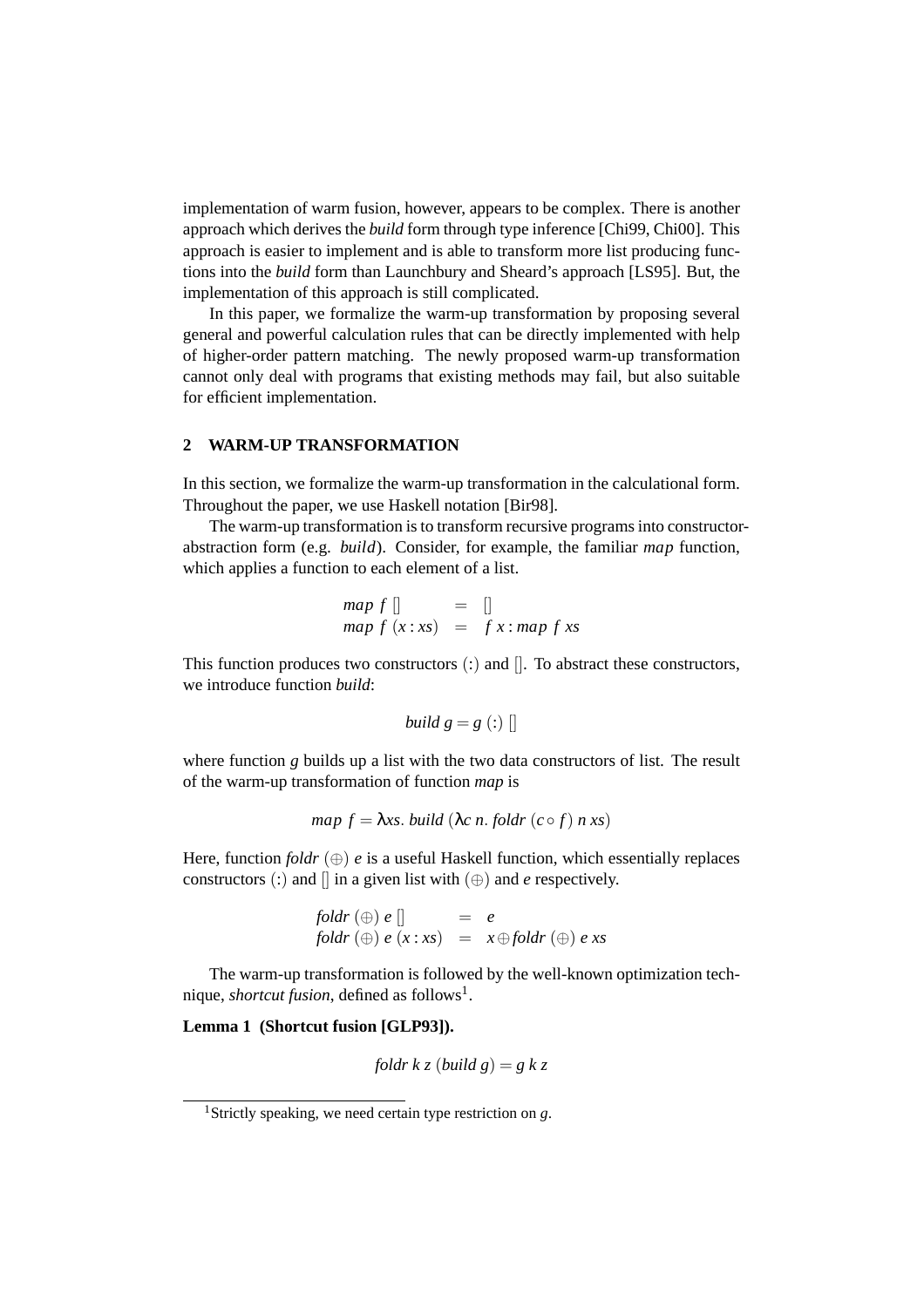implementation of warm fusion, however, appears to be complex. There is another approach which derives the *build* form through type inference [Chi99, Chi00]. This approach is easier to implement and is able to transform more list producing functions into the *build* form than Launchbury and Sheard's approach [LS95]. But, the implementation of this approach is still complicated.

In this paper, we formalize the warm-up transformation by proposing several general and powerful calculation rules that can be directly implemented with help of higher-order pattern matching. The newly proposed warm-up transformation cannot only deal with programs that existing methods may fail, but also suitable for efficient implementation.

## 2 WARM-UP TRANSFORMATION

In this section, we formalize the warm-up transformation in the calculational form. Throughout the paper, we use Haskell notation [Bir98].

The warm-up transformation is to transform recursive programs into constructor-abstraction form (e.g. *build*). Consider, for example, the familiar *map* function, which applies a function to each element of a list.

$$
\begin{array}{lcl}
\mathit{map}\ f\ [\,] & = & [\,] \\
\mathit{map}\ f\ (x:\mathit{xs}) & = & f\ x : \mathit{map}\ f\ \mathit{xs}
\end{array}
$$

This function produces two constructors $(:)$ and $[\,]$. To abstract these constructors, we introduce function *build*:

$$\mathit{build}\ g = g\ (:)\ [\,]$$

where function $g$ builds up a list with the two data constructors of list. The result of the warm-up transformation of function *map* is

$$\mathit{map}\ f = \lambda \mathit{xs}.\ \mathit{build}\ (\lambda c\ n.\ \mathit{foldr}\ (c \circ f)\ n\ \mathit{xs})$$

Here, function $\mathit{foldr}\ (\oplus)\ e$ is a useful Haskell function, which essentially replaces constructors $(:)$ and $[\,]$ in a given list with $(\oplus)$ and $e$ respectively.

$$
\begin{array}{lcl}
\mathit{foldr}\ (\oplus)\ e\ [\,] & = & e \\
\mathit{foldr}\ (\oplus)\ e\ (x:\mathit{xs}) & = & x \oplus \mathit{foldr}\ (\oplus)\ e\ \mathit{xs}
\end{array}
$$

The warm-up transformation is followed by the well-known optimization technique, *shortcut fusion*, defined as follows[1].

**Lemma 1 (Shortcut fusion [GLP93]).**

$$\mathit{foldr}\ k\ z\ (\mathit{build}\ g) = g\ k\ z$$

[1] Strictly speaking, we need certain type restriction on $g$.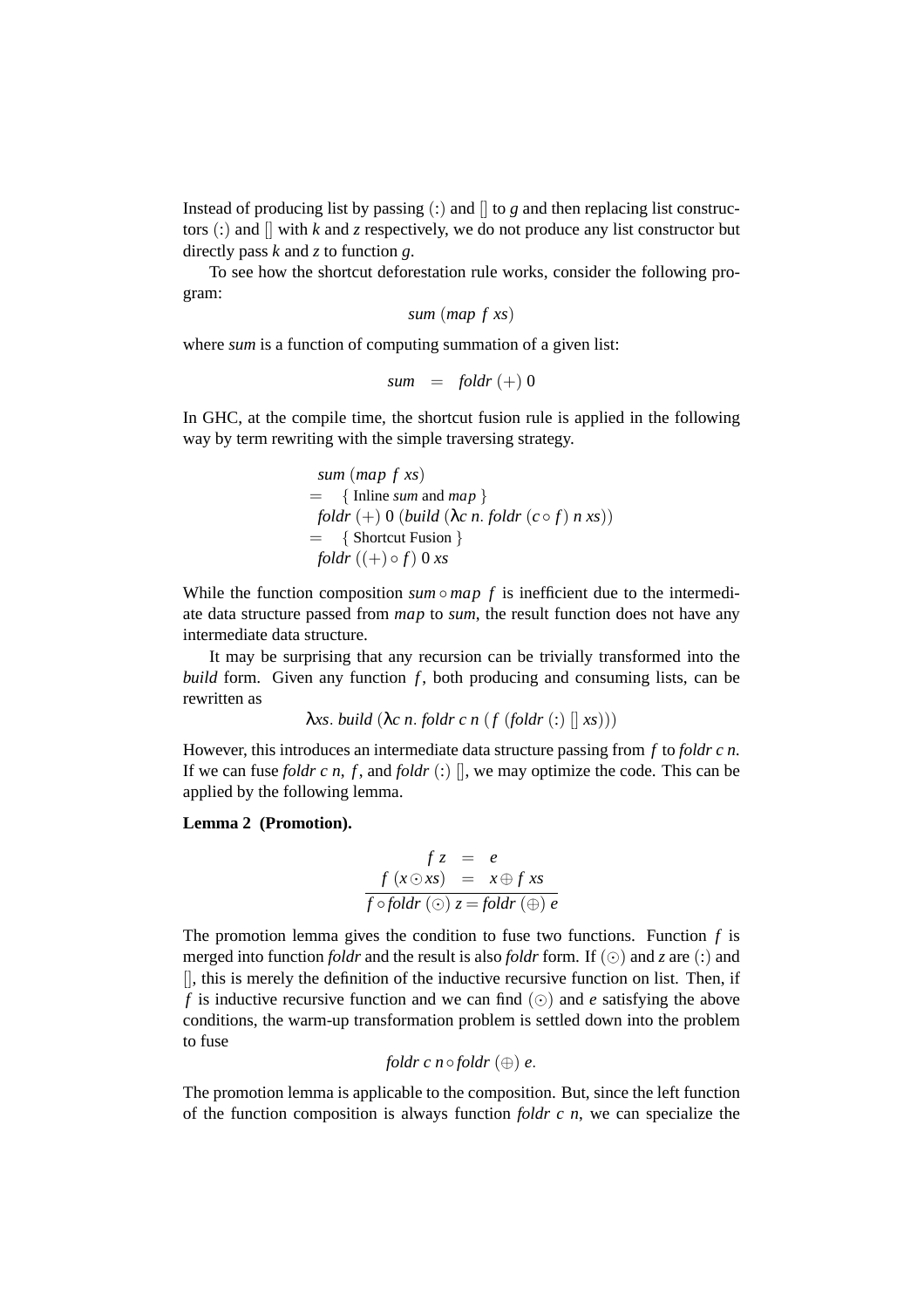Instead of producing list by passing $(:)$ and $[]$ to $g$ and then replacing list constructors $(:)$ and $[]$ with $k$ and $z$ respectively, we do not produce any list constructor but directly pass $k$ and $z$ to function $g$.

To see how the shortcut deforestation rule works, consider the following program:

$$sum\ (map\ f\ xs)$$

where *sum* is a function of computing summation of a given list:

$$sum \quad = \quad foldr\ (+)\ 0$$

In GHC, at the compile time, the shortcut fusion rule is applied in the following way by term rewriting with the simple traversing strategy.

$$
\begin{array}{ll}
 & sum\ (map\ f\ xs) \\
= & \{\ \text{Inline } sum \text{ and } map\ \} \\
 & foldr\ (+)\ 0\ (build\ (\lambda c\ n.\ foldr\ (c \circ f)\ n\ xs)) \\
= & \{\ \text{Shortcut Fusion}\ \} \\
 & foldr\ ((+) \circ f)\ 0\ xs
\end{array}
$$

While the function composition $sum \circ map\ f$ is inefficient due to the intermediate data structure passed from *map* to *sum*, the result function does not have any intermediate data structure.

It may be surprising that any recursion can be trivially transformed into the *build* form. Given any function $f$, both producing and consuming lists, can be rewritten as

$$\lambda xs.\ build\ (\lambda c\ n.\ foldr\ c\ n\ (f\ (foldr\ (:)\ []\ xs)))$$

However, this introduces an intermediate data structure passing from $f$ to $foldr\ c\ n$. If we can fuse $foldr\ c\ n$, $f$, and $foldr\ (:)\ []$, we may optimize the code. This can be applied by the following lemma.

**Lemma 2 (Promotion).**

$$
\frac{\begin{array}{rcl} f\ z & = & e \\ f\ (x \odot xs) & = & x \oplus f\ xs \end{array}}{f \circ foldr\ (\odot)\ z = foldr\ (\oplus)\ e}
$$

The promotion lemma gives the condition to fuse two functions. Function $f$ is merged into function *foldr* and the result is also *foldr* form. If $(\odot)$ and $z$ are $(:)$ and $[]$, this is merely the definition of the inductive recursive function on list. Then, if $f$ is inductive recursive function and we can find $(\odot)$ and $e$ satisfying the above conditions, the warm-up transformation problem is settled down into the problem to fuse

$$foldr\ c\ n \circ foldr\ (\oplus)\ e.$$

The promotion lemma is applicable to the composition. But, since the left function of the function composition is always function $foldr\ c\ n$, we can specialize the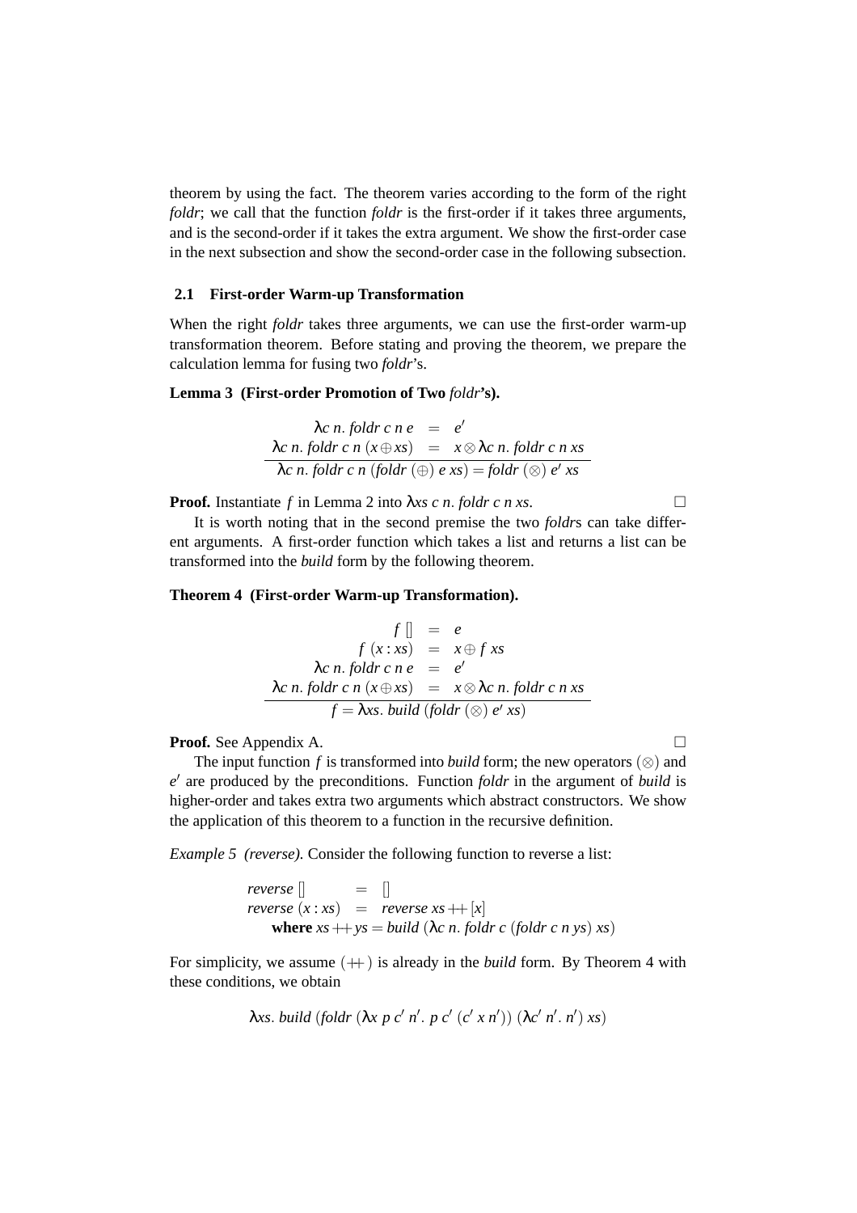theorem by using the fact. The theorem varies according to the form of the right *foldr*; we call that the function *foldr* is the first-order if it takes three arguments, and is the second-order if it takes the extra argument. We show the first-order case in the next subsection and show the second-order case in the following subsection.

### 2.1 First-order Warm-up Transformation

When the right *foldr* takes three arguments, we can use the first-order warm-up transformation theorem. Before stating and proving the theorem, we prepare the calculation lemma for fusing two *foldr*'s.

**Lemma 3 (First-order Promotion of Two *foldr*'s).**

$$
\frac{\begin{array}{rcl} \lambda c\ n.\ \mathit{foldr}\ c\ n\ e & = & e' \\ \lambda c\ n.\ \mathit{foldr}\ c\ n\ (x \oplus xs) & = & x \otimes \lambda c\ n.\ \mathit{foldr}\ c\ n\ xs \end{array}}{\lambda c\ n.\ \mathit{foldr}\ c\ n\ (\mathit{foldr}\ (\oplus)\ e\ xs) = \mathit{foldr}\ (\otimes)\ e'\ xs}
$$

**Proof.** Instantiate $f$ in Lemma 2 into $\lambda xs\ c\ n.\ \mathit{foldr}\ c\ n\ xs$. □

It is worth noting that in the second premise the two *foldr*s can take different arguments. A first-order function which takes a list and returns a list can be transformed into the *build* form by the following theorem.

**Theorem 4 (First-order Warm-up Transformation).**

$$
\frac{\begin{array}{rcl} f\ [] & = & e \\ f\ (x : xs) & = & x \oplus f\ xs \\ \lambda c\ n.\ \mathit{foldr}\ c\ n\ e & = & e' \\ \lambda c\ n.\ \mathit{foldr}\ c\ n\ (x \oplus xs) & = & x \otimes \lambda c\ n.\ \mathit{foldr}\ c\ n\ xs \end{array}}{f = \lambda xs.\ \mathit{build}\ (\mathit{foldr}\ (\otimes)\ e'\ xs)}
$$

**Proof.** See Appendix A. □

The input function $f$ is transformed into *build* form; the new operators $(\otimes)$ and $e'$ are produced by the preconditions. Function *foldr* in the argument of *build* is higher-order and takes extra two arguments which abstract constructors. We show the application of this theorem to a function in the recursive definition.

*Example 5 (reverse).* Consider the following function to reverse a list:

$$
\begin{array}{rcl} \mathit{reverse}\ [] & = & [] \\ \mathit{reverse}\ (x : xs) & = & \mathit{reverse}\ xs \mathbin{+\!\!+} [x] \\ \multicolumn{3}{l}{\quad \textbf{where}\ xs \mathbin{+\!\!+} ys = \mathit{build}\ (\lambda c\ n.\ \mathit{foldr}\ c\ (\mathit{foldr}\ c\ n\ ys)\ xs)} \end{array}
$$

For simplicity, we assume $(\mathbin{+\!\!+})$ is already in the *build* form. By Theorem 4 with these conditions, we obtain

$$
\lambda xs.\ \mathit{build}\ (\mathit{foldr}\ (\lambda x\ p\ c'\ n'.\ p\ c'\ (c'\ x\ n'))\ (\lambda c'\ n'.\ n')\ xs)
$$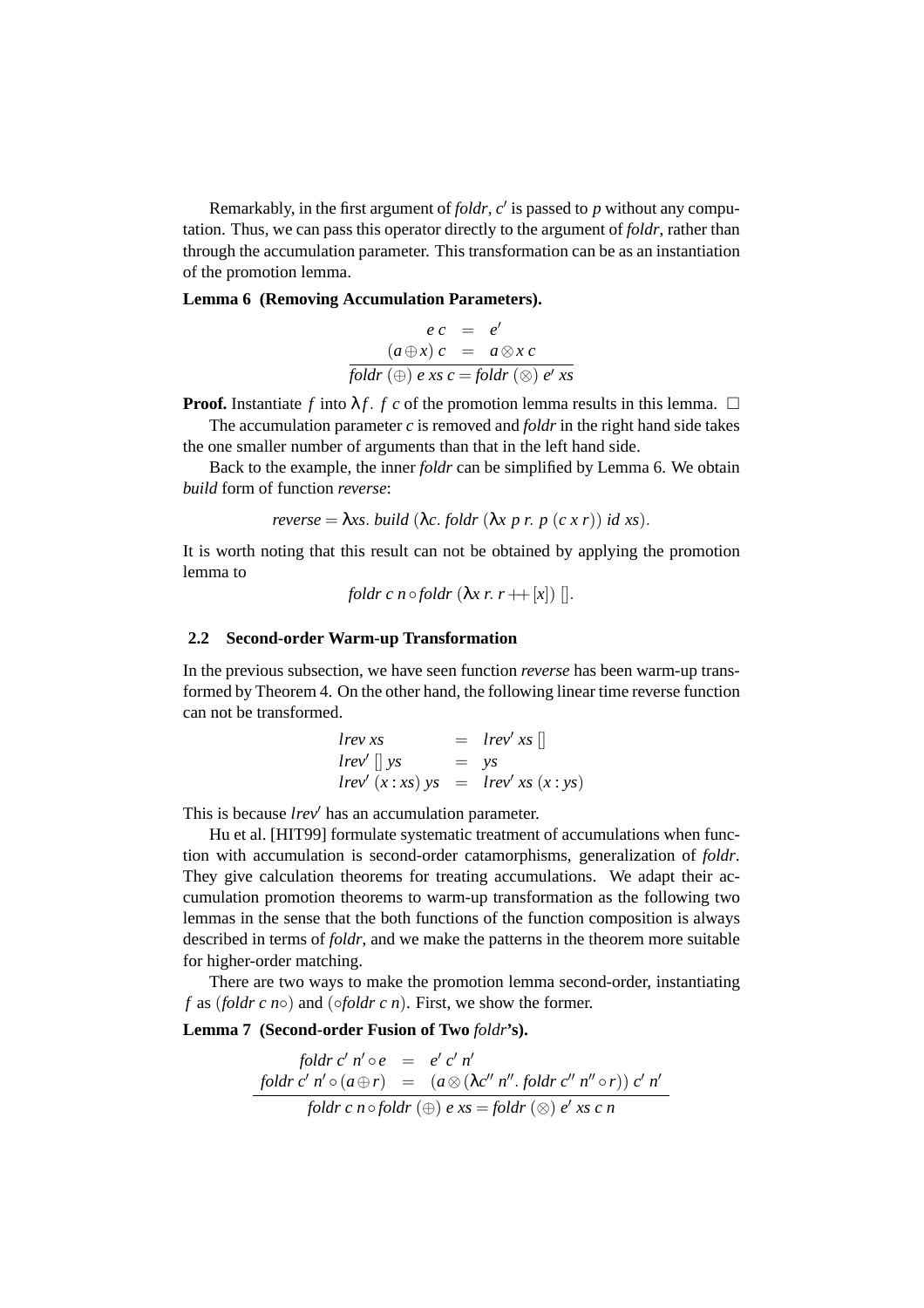Remarkably, in the first argument of *foldr*, $c'$ is passed to $p$ without any computation. Thus, we can pass this operator directly to the argument of *foldr*, rather than through the accumulation parameter. This transformation can be as an instantiation of the promotion lemma.

**Lemma 6 (Removing Accumulation Parameters).**

$$\frac{\begin{array}{rcl} e\ c & = & e' \\ (a \oplus x)\ c & = & a \otimes x\ c \end{array}}{\mathit{foldr}\ (\oplus)\ e\ xs\ c = \mathit{foldr}\ (\otimes)\ e'\ xs}$$

**Proof.** Instantiate $f$ into $\lambda f.\ f\ c$ of the promotion lemma results in this lemma. $\square$

The accumulation parameter $c$ is removed and *foldr* in the right hand side takes the one smaller number of arguments than that in the left hand side.

Back to the example, the inner *foldr* can be simplified by Lemma 6. We obtain *build* form of function *reverse*:

$$\mathit{reverse} = \lambda xs.\ \mathit{build}\ (\lambda c.\ \mathit{foldr}\ (\lambda x\ p\ r.\ p\ (c\ x\ r))\ \mathit{id}\ xs).$$

It is worth noting that this result can not be obtained by applying the promotion lemma to

$$\mathit{foldr}\ c\ n \circ \mathit{foldr}\ (\lambda x\ r.\ r \mathbin{+\!\!+} [x])\ [].$$

## 2.2 Second-order Warm-up Transformation

In the previous subsection, we have seen function *reverse* has been warm-up transformed by Theorem 4. On the other hand, the following linear time reverse function can not be transformed.

$$\begin{array}{lcl} \mathit{lrev}\ xs & = & \mathit{lrev}'\ xs\ [] \\ \mathit{lrev}'\ []\ ys & = & ys \\ \mathit{lrev}'\ (x : xs)\ ys & = & \mathit{lrev}'\ xs\ (x : ys) \end{array}$$

This is because $\mathit{lrev}'$ has an accumulation parameter.

Hu et al. [HIT99] formulate systematic treatment of accumulations when function with accumulation is second-order catamorphisms, generalization of *foldr*. They give calculation theorems for treating accumulations. We adapt their accumulation promotion theorems to warm-up transformation as the following two lemmas in the sense that the both functions of the function composition is always described in terms of *foldr*, and we make the patterns in the theorem more suitable for higher-order matching.

There are two ways to make the promotion lemma second-order, instantiating $f$ as $(\mathit{foldr}\ c\ n\circ)$ and $(\circ\mathit{foldr}\ c\ n)$. First, we show the former.

**Lemma 7 (Second-order Fusion of Two *foldr*'s).**

$$\frac{\begin{array}{rcl} \mathit{foldr}\ c'\ n' \circ e & = & e'\ c'\ n' \\ \mathit{foldr}\ c'\ n' \circ (a \oplus r) & = & (a \otimes (\lambda c''\ n''.\ \mathit{foldr}\ c''\ n'' \circ r))\ c'\ n' \end{array}}{\mathit{foldr}\ c\ n \circ \mathit{foldr}\ (\oplus)\ e\ xs = \mathit{foldr}\ (\otimes)\ e'\ xs\ c\ n}$$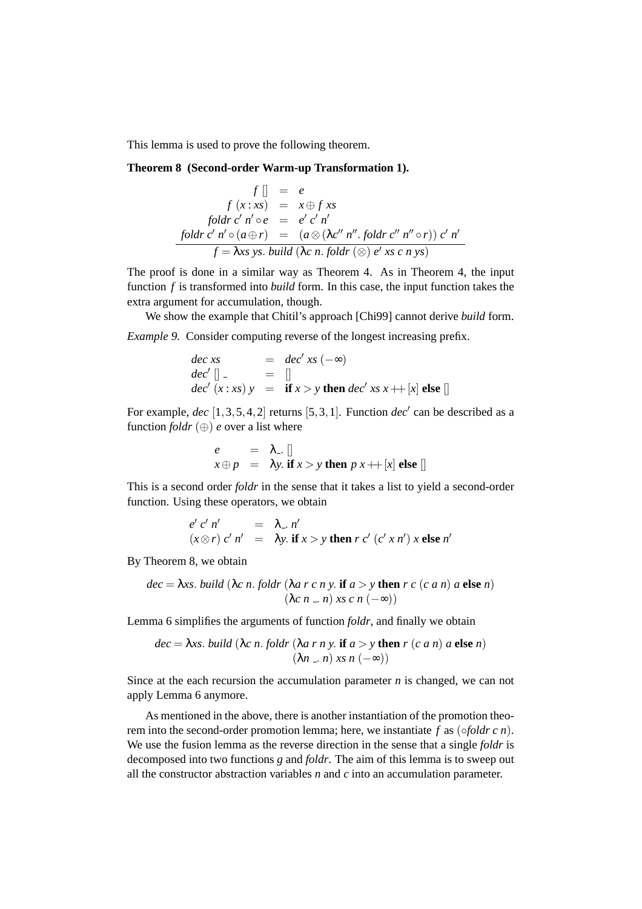This lemma is used to prove the following theorem.

**Theorem 8 (Second-order Warm-up Transformation 1).**

$$
\frac{\begin{array}{rcl}
f\ [] & = & e \\
f\ (x : xs) & = & x \oplus f\ xs \\
foldr\ c'\ n' \circ e & = & e'\ c'\ n' \\
foldr\ c'\ n' \circ (a \oplus r) & = & (a \otimes (\lambda c''\ n''.\ foldr\ c''\ n'' \circ r))\ c'\ n'
\end{array}}{f = \lambda xs\ ys.\ build\ (\lambda c\ n.\ foldr\ (\otimes)\ e'\ xs\ c\ n\ ys)}
$$

The proof is done in a similar way as Theorem 4. As in Theorem 4, the input function $f$ is transformed into *build* form. In this case, the input function takes the extra argument for accumulation, though.

We show the example that Chitil's approach [Chi99] cannot derive *build* form.

*Example 9.* Consider computing reverse of the longest increasing prefix.

$$
\begin{array}{lcl}
dec\ xs & = & dec'\ xs\ (-\infty) \\
dec'\ []\ \_ & = & [] \\
dec'\ (x : xs)\ y & = & \textbf{if}\ x > y\ \textbf{then}\ dec'\ xs\ x +\!\!+ [x]\ \textbf{else}\ []
\end{array}
$$

For example, $dec\ [1,3,5,4,2]$ returns $[5,3,1]$. Function $dec'$ can be described as a function $foldr\ (\oplus)\ e$ over a list where

$$
\begin{array}{lcl}
e & = & \lambda\_.\ [] \\
x \oplus p & = & \lambda y.\ \textbf{if}\ x > y\ \textbf{then}\ p\ x +\!\!+ [x]\ \textbf{else}\ []
\end{array}
$$

This is a second order *foldr* in the sense that it takes a list to yield a second-order function. Using these operators, we obtain

$$
\begin{array}{lcl}
e'\ c'\ n' & = & \lambda\_.\ n' \\
(x \otimes r)\ c'\ n' & = & \lambda y.\ \textbf{if}\ x > y\ \textbf{then}\ r\ c'\ (c'\ x\ n')\ x\ \textbf{else}\ n'
\end{array}
$$

By Theorem 8, we obtain

$$
\begin{array}{l}
dec = \lambda xs.\ build\ (\lambda c\ n.\ foldr\ (\lambda a\ r\ c\ n\ y.\ \textbf{if}\ a > y\ \textbf{then}\ r\ c\ (c\ a\ n)\ a\ \textbf{else}\ n) \\
\qquad\qquad\qquad\qquad\qquad\qquad (\lambda c\ n\ \_.\ n)\ xs\ c\ n\ (-\infty))
\end{array}
$$

Lemma 6 simplifies the arguments of function *foldr*, and finally we obtain

$$
\begin{array}{l}
dec = \lambda xs.\ build\ (\lambda c\ n.\ foldr\ (\lambda a\ r\ n\ y.\ \textbf{if}\ a > y\ \textbf{then}\ r\ (c\ a\ n)\ a\ \textbf{else}\ n) \\
\qquad\qquad\qquad\qquad\qquad\qquad (\lambda n\ \_.\ n)\ xs\ n\ (-\infty))
\end{array}
$$

Since at the each recursion the accumulation parameter $n$ is changed, we can not apply Lemma 6 anymore.

As mentioned in the above, there is another instantiation of the promotion theorem into the second-order promotion lemma; here, we instantiate $f$ as $(\circ foldr\ c\ n)$. We use the fusion lemma as the reverse direction in the sense that a single *foldr* is decomposed into two functions $g$ and *foldr*. The aim of this lemma is to sweep out all the constructor abstraction variables $n$ and $c$ into an accumulation parameter.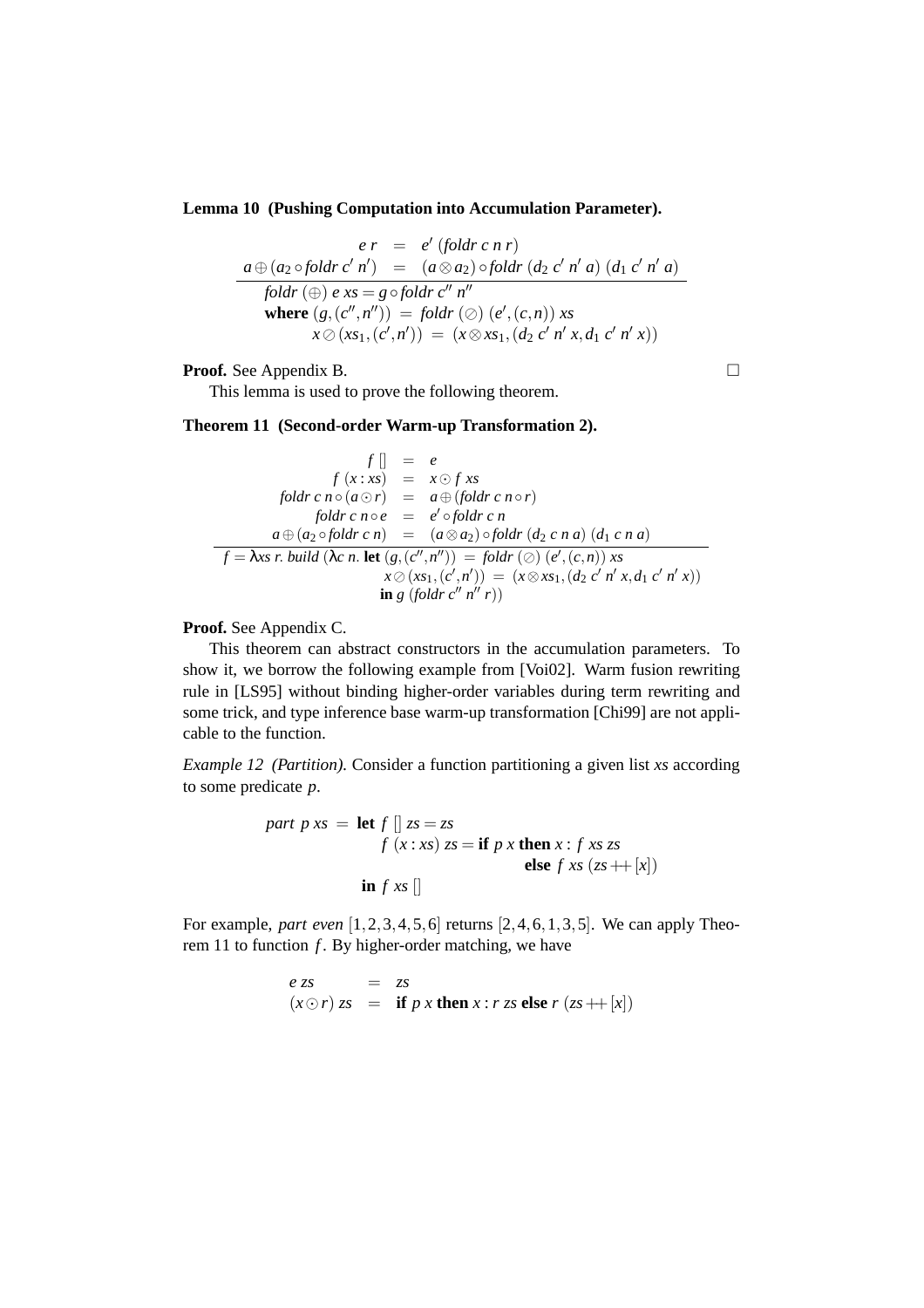**Lemma 10 (Pushing Computation into Accumulation Parameter).**

$$\frac{\begin{array}{rcl} e\ r &=& e'\ (foldr\ c\ n\ r) \\ a \oplus (a_2 \circ foldr\ c'\ n') &=& (a \otimes a_2) \circ foldr\ (d_2\ c'\ n'\ a)\ (d_1\ c'\ n'\ a) \end{array}}{\begin{array}{l} foldr\ (\oplus)\ e\ xs = g \circ foldr\ c''\ n'' \\ \quad \textbf{where}\ (g, (c'', n''))\ =\ foldr\ (\oslash)\ (e', (c, n))\ xs \\ \qquad\quad x \oslash (xs_1, (c', n'))\ =\ (x \otimes xs_1, (d_2\ c'\ n'\ x, d_1\ c'\ n'\ x)) \end{array}}$$

**Proof.** See Appendix B. □

This lemma is used to prove the following theorem.

**Theorem 11 (Second-order Warm-up Transformation 2).**

$$\frac{\begin{array}{rcl} f\ [] &=& e \\ f\ (x : xs) &=& x \odot f\ xs \\ foldr\ c\ n \circ (a \odot r) &=& a \oplus (foldr\ c\ n \circ r) \\ foldr\ c\ n \circ e &=& e' \circ foldr\ c\ n \\ a \oplus (a_2 \circ foldr\ c\ n) &=& (a \otimes a_2) \circ foldr\ (d_2\ c\ n\ a)\ (d_1\ c\ n\ a) \end{array}}{\begin{array}{l} f = \lambda xs\ r.\ build\ (\lambda c\ n.\ \textbf{let}\ (g, (c'', n''))\ =\ foldr\ (\oslash)\ (e', (c, n))\ xs \\ \qquad\qquad\qquad\qquad\quad x \oslash (xs_1, (c', n'))\ =\ (x \otimes xs_1, (d_2\ c'\ n'\ x, d_1\ c'\ n'\ x)) \\ \qquad\qquad\qquad\qquad\ \textbf{in}\ g\ (foldr\ c''\ n''\ r)) \end{array}}$$

**Proof.** See Appendix C.

This theorem can abstract constructors in the accumulation parameters. To show it, we borrow the following example from [Voi02]. Warm fusion rewriting rule in [LS95] without binding higher-order variables during term rewriting and some trick, and type inference base warm-up transformation [Chi99] are not applicable to the function.

*Example 12 (Partition).* Consider a function partitioning a given list *xs* according to some predicate *p*.

$$\begin{array}{l} part\ p\ xs\ =\ \textbf{let}\ f\ []\ zs = zs \\ \qquad\qquad\qquad\quad f\ (x : xs)\ zs = \textbf{if}\ p\ x\ \textbf{then}\ x : f\ xs\ zs \\ \qquad\qquad\qquad\qquad\qquad\qquad\qquad\quad \textbf{else}\ f\ xs\ (zs +\!\!+ [x]) \\ \qquad\qquad\quad\ \textbf{in}\ f\ xs\ [] \end{array}$$

For example, *part even* $[1,2,3,4,5,6]$ returns $[2,4,6,1,3,5]$. We can apply Theorem 11 to function $f$. By higher-order matching, we have

$$\begin{array}{rcl} e\ zs &=& zs \\ (x \odot r)\ zs &=& \textbf{if}\ p\ x\ \textbf{then}\ x : r\ zs\ \textbf{else}\ r\ (zs +\!\!+ [x]) \end{array}$$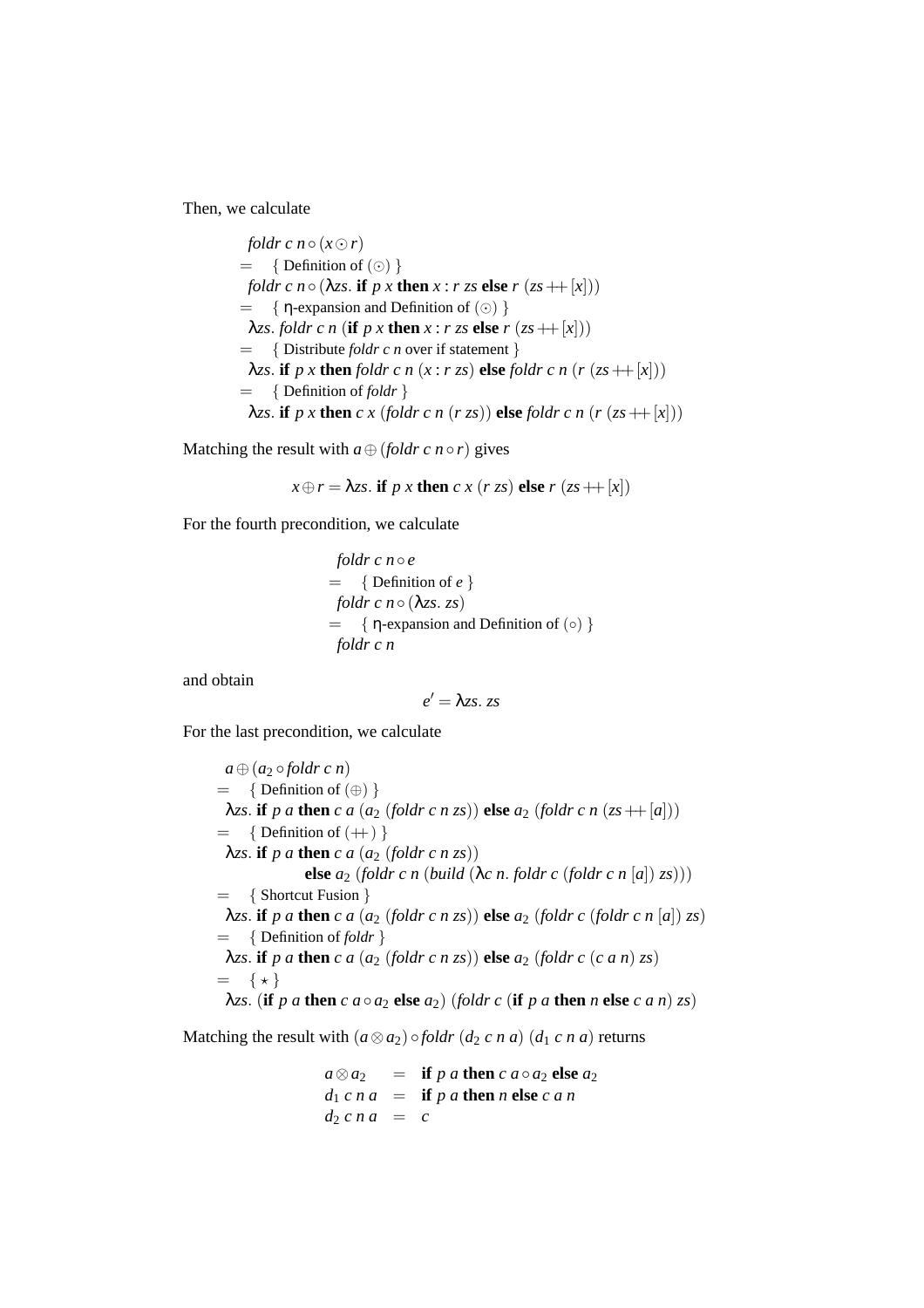Then, we calculate

$$
\begin{array}{ll}
& \mathit{foldr}\ c\ n \circ (x \odot r) \\
= & \{\ \text{Definition of } (\odot)\ \} \\
& \mathit{foldr}\ c\ n \circ (\lambda zs.\ \textbf{if}\ p\ x\ \textbf{then}\ x : r\ zs\ \textbf{else}\ r\ (zs +\!\!+ [x])) \\
= & \{\ \eta\text{-expansion and Definition of } (\odot)\ \} \\
& \lambda zs.\ \mathit{foldr}\ c\ n\ (\textbf{if}\ p\ x\ \textbf{then}\ x : r\ zs\ \textbf{else}\ r\ (zs +\!\!+ [x])) \\
= & \{\ \text{Distribute } \mathit{foldr}\ c\ n \text{ over if statement}\ \} \\
& \lambda zs.\ \textbf{if}\ p\ x\ \textbf{then}\ \mathit{foldr}\ c\ n\ (x : r\ zs)\ \textbf{else}\ \mathit{foldr}\ c\ n\ (r\ (zs +\!\!+ [x])) \\
= & \{\ \text{Definition of } \mathit{foldr}\ \} \\
& \lambda zs.\ \textbf{if}\ p\ x\ \textbf{then}\ c\ x\ (\mathit{foldr}\ c\ n\ (r\ zs))\ \textbf{else}\ \mathit{foldr}\ c\ n\ (r\ (zs +\!\!+ [x]))
\end{array}
$$

Matching the result with $a \oplus (\mathit{foldr}\ c\ n \circ r)$ gives

$$x \oplus r = \lambda zs.\ \textbf{if}\ p\ x\ \textbf{then}\ c\ x\ (r\ zs)\ \textbf{else}\ r\ (zs +\!\!+ [x])$$

For the fourth precondition, we calculate

$$
\begin{array}{ll}
& \mathit{foldr}\ c\ n \circ e \\
= & \{\ \text{Definition of } e\ \} \\
& \mathit{foldr}\ c\ n \circ (\lambda zs.\ zs) \\
= & \{\ \eta\text{-expansion and Definition of } (\circ)\ \} \\
& \mathit{foldr}\ c\ n
\end{array}
$$

and obtain

$$e' = \lambda zs.\ zs$$

For the last precondition, we calculate

$$
\begin{array}{ll}
& a \oplus (a_2 \circ \mathit{foldr}\ c\ n) \\
= & \{\ \text{Definition of } (\oplus)\ \} \\
& \lambda zs.\ \textbf{if}\ p\ a\ \textbf{then}\ c\ a\ (a_2\ (\mathit{foldr}\ c\ n\ zs))\ \textbf{else}\ a_2\ (\mathit{foldr}\ c\ n\ (zs +\!\!+ [a])) \\
= & \{\ \text{Definition of } (+\!\!+)\ \} \\
& \lambda zs.\ \textbf{if}\ p\ a\ \textbf{then}\ c\ a\ (a_2\ (\mathit{foldr}\ c\ n\ zs)) \\
& \qquad\qquad \textbf{else}\ a_2\ (\mathit{foldr}\ c\ n\ (\mathit{build}\ (\lambda c\ n.\ \mathit{foldr}\ c\ (\mathit{foldr}\ c\ n\ [a])\ zs))) \\
= & \{\ \text{Shortcut Fusion}\ \} \\
& \lambda zs.\ \textbf{if}\ p\ a\ \textbf{then}\ c\ a\ (a_2\ (\mathit{foldr}\ c\ n\ zs))\ \textbf{else}\ a_2\ (\mathit{foldr}\ c\ (\mathit{foldr}\ c\ n\ [a])\ zs) \\
= & \{\ \text{Definition of } \mathit{foldr}\ \} \\
& \lambda zs.\ \textbf{if}\ p\ a\ \textbf{then}\ c\ a\ (a_2\ (\mathit{foldr}\ c\ n\ zs))\ \textbf{else}\ a_2\ (\mathit{foldr}\ c\ (c\ a\ n)\ zs) \\
= & \{\ \star\ \} \\
& \lambda zs.\ (\textbf{if}\ p\ a\ \textbf{then}\ c\ a \circ a_2\ \textbf{else}\ a_2)\ (\mathit{foldr}\ c\ (\textbf{if}\ p\ a\ \textbf{then}\ n\ \textbf{else}\ c\ a\ n)\ zs)
\end{array}
$$

Matching the result with $(a \otimes a_2) \circ \mathit{foldr}\ (d_2\ c\ n\ a)\ (d_1\ c\ n\ a)$ returns

$$
\begin{array}{lcl}
a \otimes a_2 & = & \textbf{if}\ p\ a\ \textbf{then}\ c\ a \circ a_2\ \textbf{else}\ a_2 \\
d_1\ c\ n\ a & = & \textbf{if}\ p\ a\ \textbf{then}\ n\ \textbf{else}\ c\ a\ n \\
d_2\ c\ n\ a & = & c
\end{array}
$$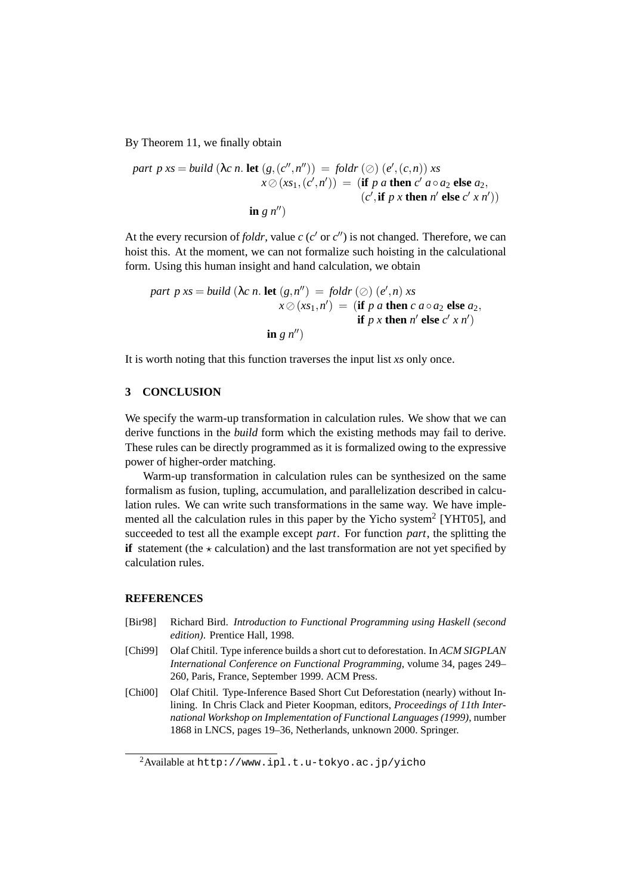By Theorem 11, we finally obtain

$$
\begin{aligned}
\mathit{part}\ p\ \mathit{xs} = \mathit{build}\ (\lambda c\ n.\ \textbf{let}\ & (g,(c'',n'')) \ = \ \mathit{foldr}\ (\oslash)\ (e',(c,n))\ \mathit{xs} \\
& x \oslash (\mathit{xs}_1,(c',n')) \ = \ (\textbf{if}\ p\ a\ \textbf{then}\ c'\ a \circ a_2\ \textbf{else}\ a_2, \\
& \qquad\qquad\qquad\qquad\quad (c', \textbf{if}\ p\ x\ \textbf{then}\ n'\ \textbf{else}\ c'\ x\ n')) \\
\textbf{in}\ & g\ n'')
\end{aligned}
$$

At the every recursion of *foldr*, value $c$ ($c'$ or $c''$) is not changed. Therefore, we can hoist this. At the moment, we can not formalize such hoisting in the calculational form. Using this human insight and hand calculation, we obtain

$$
\begin{aligned}
\mathit{part}\ p\ \mathit{xs} = \mathit{build}\ (\lambda c\ n.\ \textbf{let}\ & (g,n'') \ = \ \mathit{foldr}\ (\oslash)\ (e',n)\ \mathit{xs} \\
& x \oslash (\mathit{xs}_1,n') \ = \ (\textbf{if}\ p\ a\ \textbf{then}\ c\ a \circ a_2\ \textbf{else}\ a_2, \\
& \qquad\qquad\qquad\quad \textbf{if}\ p\ x\ \textbf{then}\ n'\ \textbf{else}\ c'\ x\ n') \\
\textbf{in}\ & g\ n'')
\end{aligned}
$$

It is worth noting that this function traverses the input list *xs* only once.

## 3 CONCLUSION

We specify the warm-up transformation in calculation rules. We show that we can derive functions in the *build* form which the existing methods may fail to derive. These rules can be directly programmed as it is formalized owing to the expressive power of higher-order matching.

Warm-up transformation in calculation rules can be synthesized on the same formalism as fusion, tupling, accumulation, and parallelization described in calculation rules. We can write such transformations in the same way. We have implemented all the calculation rules in this paper by the Yicho system[2] [YHT05], and succeeded to test all the example except *part*. For function *part*, the splitting the **if** statement (the $\star$ calculation) and the last transformation are not yet specified by calculation rules.

## REFERENCES

[Bir98] Richard Bird. *Introduction to Functional Programming using Haskell (second edition)*. Prentice Hall, 1998.

[Chi99] Olaf Chitil. Type inference builds a short cut to deforestation. In *ACM SIGPLAN International Conference on Functional Programming*, volume 34, pages 249–260, Paris, France, September 1999. ACM Press.

[Chi00] Olaf Chitil. Type-Inference Based Short Cut Deforestation (nearly) without Inlining. In Chris Clack and Pieter Koopman, editors, *Proceedings of 11th International Workshop on Implementation of Functional Languages (1999)*, number 1868 in LNCS, pages 19–36, Netherlands, unknown 2000. Springer.

[2] Available at `http://www.ipl.t.u-tokyo.ac.jp/yicho`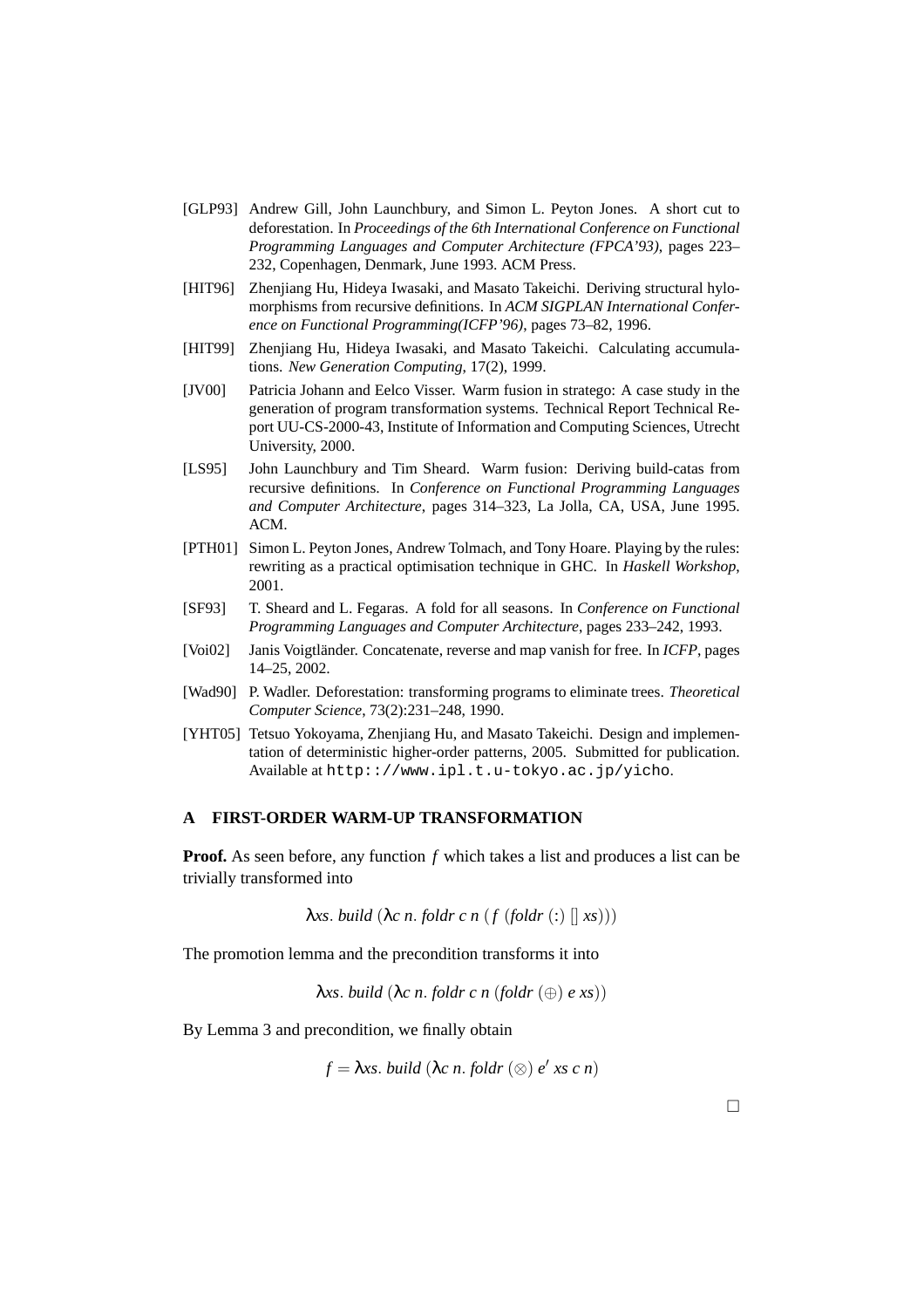[GLP93] Andrew Gill, John Launchbury, and Simon L. Peyton Jones. A short cut to deforestation. In *Proceedings of the 6th International Conference on Functional Programming Languages and Computer Architecture (FPCA'93)*, pages 223–232, Copenhagen, Denmark, June 1993. ACM Press.

[HIT96] Zhenjiang Hu, Hideya Iwasaki, and Masato Takeichi. Deriving structural hylomorphisms from recursive definitions. In *ACM SIGPLAN International Conference on Functional Programming(ICFP'96)*, pages 73–82, 1996.

[HIT99] Zhenjiang Hu, Hideya Iwasaki, and Masato Takeichi. Calculating accumulations. *New Generation Computing*, 17(2), 1999.

[JV00] Patricia Johann and Eelco Visser. Warm fusion in stratego: A case study in the generation of program transformation systems. Technical Report Technical Report UU-CS-2000-43, Institute of Information and Computing Sciences, Utrecht University, 2000.

[LS95] John Launchbury and Tim Sheard. Warm fusion: Deriving build-catas from recursive definitions. In *Conference on Functional Programming Languages and Computer Architecture*, pages 314–323, La Jolla, CA, USA, June 1995. ACM.

[PTH01] Simon L. Peyton Jones, Andrew Tolmach, and Tony Hoare. Playing by the rules: rewriting as a practical optimisation technique in GHC. In *Haskell Workshop*, 2001.

[SF93] T. Sheard and L. Fegaras. A fold for all seasons. In *Conference on Functional Programming Languages and Computer Architecture*, pages 233–242, 1993.

[Voi02] Janis Voigtländer. Concatenate, reverse and map vanish for free. In *ICFP*, pages 14–25, 2002.

[Wad90] P. Wadler. Deforestation: transforming programs to eliminate trees. *Theoretical Computer Science*, 73(2):231–248, 1990.

[YHT05] Tetsuo Yokoyama, Zhenjiang Hu, and Masato Takeichi. Design and implementation of deterministic higher-order patterns, 2005. Submitted for publication. Available at `http:://www.ipl.t.u-tokyo.ac.jp/yicho`.

## A FIRST-ORDER WARM-UP TRANSFORMATION

**Proof.** As seen before, any function $f$ which takes a list and produces a list can be trivially transformed into

$$\lambda xs.\ build\ (\lambda c\ n.\ foldr\ c\ n\ (f\ (foldr\ (:)\ []\ xs)))$$

The promotion lemma and the precondition transforms it into

$$\lambda xs.\ build\ (\lambda c\ n.\ foldr\ c\ n\ (foldr\ (\oplus)\ e\ xs))$$

By Lemma 3 and precondition, we finally obtain

$$f = \lambda xs.\ build\ (\lambda c\ n.\ foldr\ (\otimes)\ e'\ xs\ c\ n)$$

□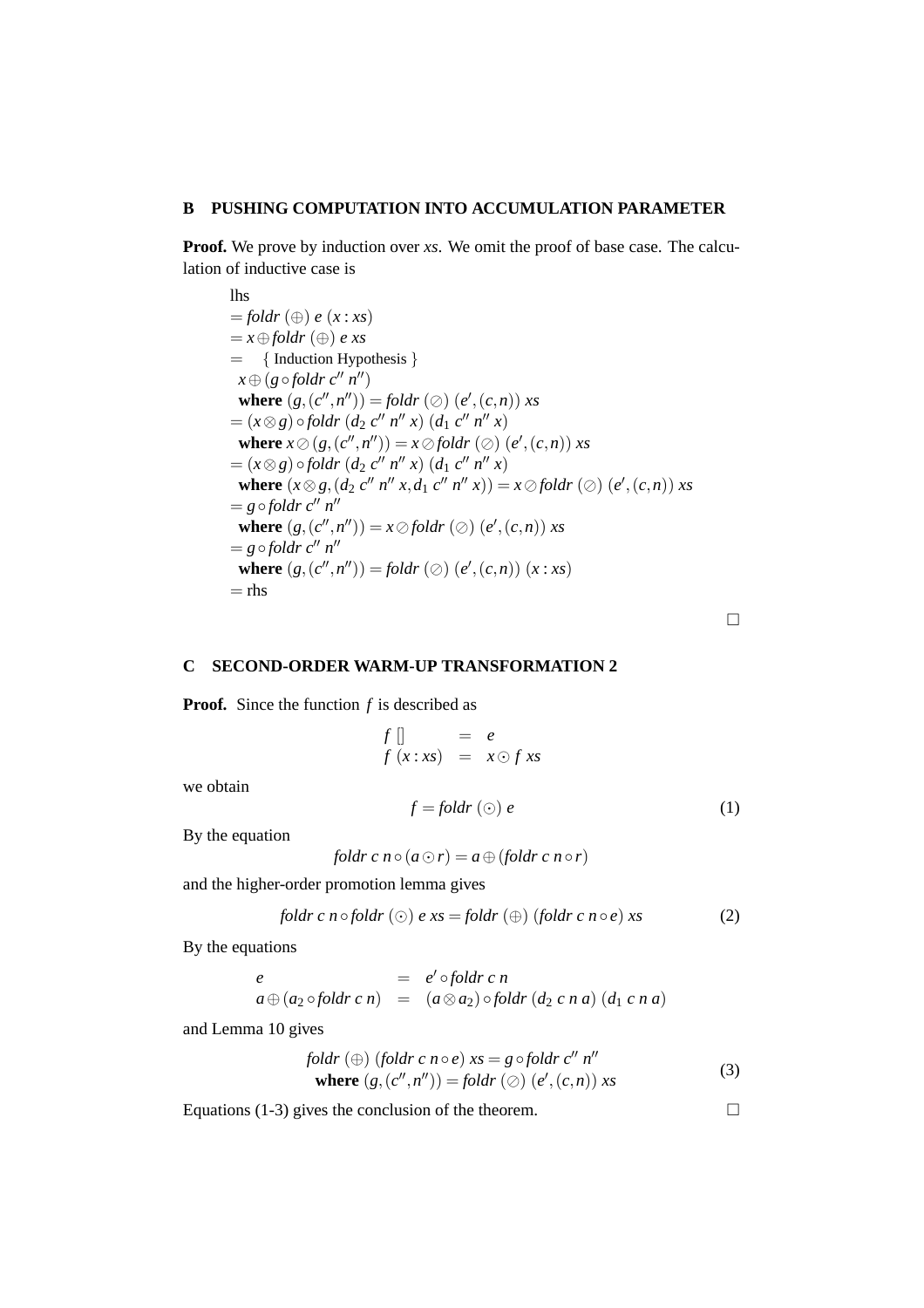## B PUSHING COMPUTATION INTO ACCUMULATION PARAMETER

**Proof.** We prove by induction over *xs*. We omit the proof of base case. The calculation of inductive case is

$$
\begin{aligned}
&\text{lhs} \\
&= \mathit{foldr}\ (\oplus)\ e\ (x : xs) \\
&= x \oplus \mathit{foldr}\ (\oplus)\ e\ xs \\
&= \quad \{ \text{ Induction Hypothesis } \} \\
&\quad x \oplus (g \circ \mathit{foldr}\ c''\ n'') \\
&\quad \textbf{where}\ (g, (c'', n'')) = \mathit{foldr}\ (\oslash)\ (e', (c, n))\ xs \\
&= (x \otimes g) \circ \mathit{foldr}\ (d_2\ c''\ n''\ x)\ (d_1\ c''\ n''\ x) \\
&\quad \textbf{where}\ x \oslash (g, (c'', n'')) = x \oslash \mathit{foldr}\ (\oslash)\ (e', (c, n))\ xs \\
&= (x \otimes g) \circ \mathit{foldr}\ (d_2\ c''\ n''\ x)\ (d_1\ c''\ n''\ x) \\
&\quad \textbf{where}\ (x \otimes g, (d_2\ c''\ n''\ x, d_1\ c''\ n''\ x)) = x \oslash \mathit{foldr}\ (\oslash)\ (e', (c, n))\ xs \\
&= g \circ \mathit{foldr}\ c''\ n'' \\
&\quad \textbf{where}\ (g, (c'', n'')) = x \oslash \mathit{foldr}\ (\oslash)\ (e', (c, n))\ xs \\
&= g \circ \mathit{foldr}\ c''\ n'' \\
&\quad \textbf{where}\ (g, (c'', n'')) = \mathit{foldr}\ (\oslash)\ (e', (c, n))\ (x : xs) \\
&= \text{rhs}
\end{aligned}
$$

□

## C SECOND-ORDER WARM-UP TRANSFORMATION 2

**Proof.** Since the function $f$ is described as

$$
\begin{aligned}
f\ [] &= e \\
f\ (x : xs) &= x \odot f\ xs
\end{aligned}
$$

we obtain

$$
f = \mathit{foldr}\ (\odot)\ e \tag{1}
$$

By the equation

$$
\mathit{foldr}\ c\ n \circ (a \odot r) = a \oplus (\mathit{foldr}\ c\ n \circ r)
$$

and the higher-order promotion lemma gives

$$
\mathit{foldr}\ c\ n \circ \mathit{foldr}\ (\odot)\ e\ xs = \mathit{foldr}\ (\oplus)\ (\mathit{foldr}\ c\ n \circ e)\ xs \tag{2}
$$

By the equations

$$
\begin{aligned}
e &= e' \circ \mathit{foldr}\ c\ n \\
a \oplus (a_2 \circ \mathit{foldr}\ c\ n) &= (a \otimes a_2) \circ \mathit{foldr}\ (d_2\ c\ n\ a)\ (d_1\ c\ n\ a)
\end{aligned}
$$

and Lemma 10 gives

$$
\begin{aligned}
&\mathit{foldr}\ (\oplus)\ (\mathit{foldr}\ c\ n \circ e)\ xs = g \circ \mathit{foldr}\ c''\ n'' \\
&\quad \textbf{where}\ (g, (c'', n'')) = \mathit{foldr}\ (\oslash)\ (e', (c, n))\ xs
\end{aligned} \tag{3}
$$

Equations (1-3) gives the conclusion of the theorem. □